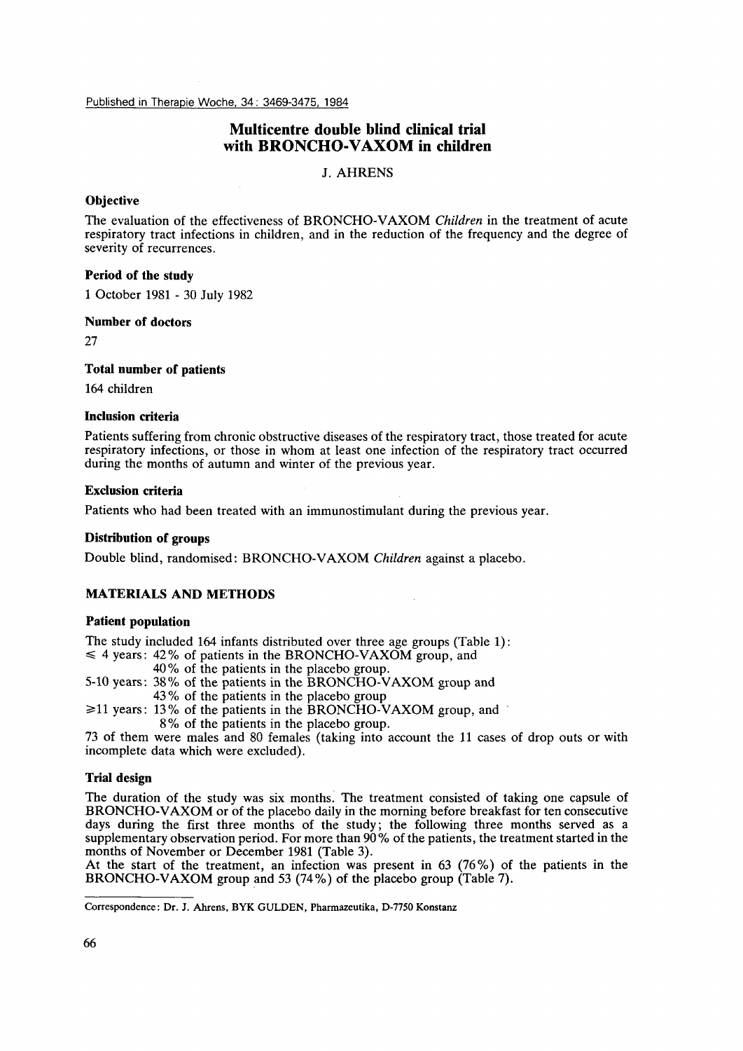Published in Therapie Woche, 34: 3469-3475, 1984

# Multicentre double blind clinical trial with BRONCHO-VAXOM in children

J. AHRENS

### Objective

The evaluation of the effectiveness of BRONCHO-VAXOM *Children* in the treatment of acute respiratory tract infections in children, and in the reduction of the frequency and the degree of severity of recurrences.

### Period of the study

1 October 1981 - 30 July 1982

### Number of doctors

27

### Total number of patients

164 children

### Inclusion criteria

Patients suffering from chronic obstructive diseases of the respiratory tract, those treated for acute respiratory infections, or those in whom at least one infection of the respiratory tract occurred during the months of autumn and winter of the previous year.

### Exclusion criteria

Patients who had been treated with an immunostimulant during the previous year.

### Distribution of groups

Double blind, randomised: BRONCHO-VAXOM *Children* against a placebo.

## MATERIALS AND METHODS

### Patient population

The study included 164 infants distributed over three age groups (Table 1):

≤ 4 years: 42% of patients in the BRONCHO-VAXOM group, and 40% of the patients in the placebo group.

5-10 years: 38% of the patients in the BRONCHO-VAXOM group and 43% of the patients in the placebo group

≥11 years: 13% of the patients in the BRONCHO-VAXOM group, and 8% of the patients in the placebo group.

73 of them were males and 80 females (taking into account the 11 cases of drop outs or with incomplete data which were excluded).

### Trial design

The duration of the study was six months. The treatment consisted of taking one capsule of BRONCHO-VAXOM or of the placebo daily in the morning before breakfast for ten consecutive days during the first three months of the study; the following three months served as a supplementary observation period. For more than 90% of the patients, the treatment started in the months of November or December 1981 (Table 3).

At the start of the treatment, an infection was present in 63 (76%) of the patients in the BRONCHO-VAXOM group and 53 (74%) of the placebo group (Table 7).

Correspondence: Dr. J. Ahrens, BYK GULDEN, Pharmazeutika, D-7750 Konstanz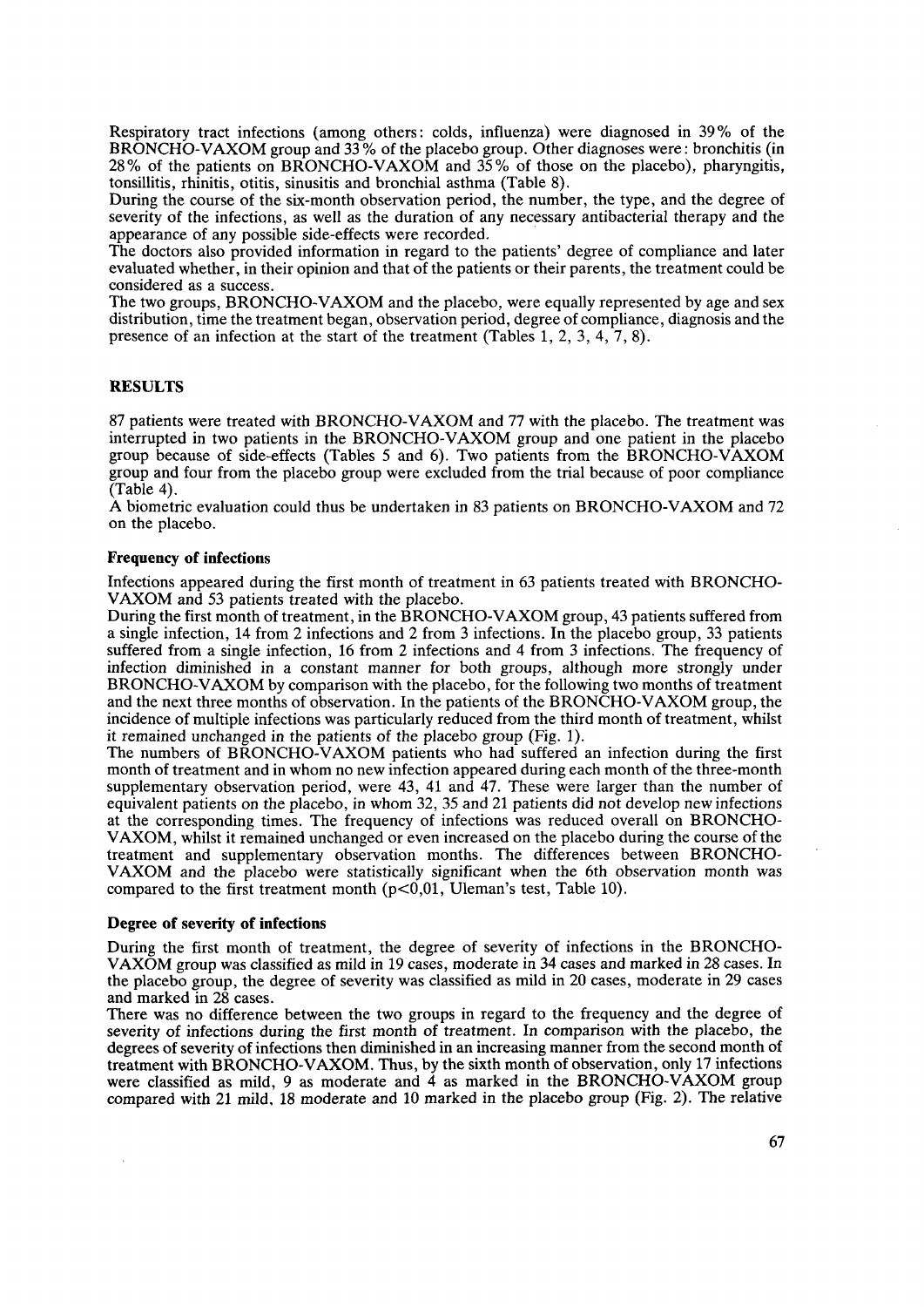Respiratory tract infections (among others: colds, influenza) were diagnosed in 39% of the BRONCHO-VAXOM group and 33% of the placebo group. Other diagnoses were: bronchitis (in 28% of the patients on BRONCHO-VAXOM and 35% of those on the placebo), pharyngitis, tonsillitis, rhinitis, otitis, sinusitis and bronchial asthma (Table 8).

During the course of the six-month observation period, the number, the type, and the degree of severity of the infections, as well as the duration of any necessary antibacterial therapy and the appearance of any possible side-effects were recorded.

The doctors also provided information in regard to the patients' degree of compliance and later evaluated whether, in their opinion and that of the patients or their parents, the treatment could be considered as a success.

The two groups, BRONCHO-VAXOM and the placebo, were equally represented by age and sex distribution, time the treatment began, observation period, degree of compliance, diagnosis and the presence of an infection at the start of the treatment (Tables 1, 2, 3, 4, 7, 8).

## RESULTS

87 patients were treated with BRONCHO-VAXOM and 77 with the placebo. The treatment was interrupted in two patients in the BRONCHO-VAXOM group and one patient in the placebo group because of side-effects (Tables 5 and 6). Two patients from the BRONCHO-VAXOM group and four from the placebo group were excluded from the trial because of poor compliance (Table 4).

A biometric evaluation could thus be undertaken in 83 patients on BRONCHO-VAXOM and 72 on the placebo.

### Frequency of infections

Infections appeared during the first month of treatment in 63 patients treated with BRONCHO-VAXOM and 53 patients treated with the placebo.

During the first month of treatment, in the BRONCHO-VAXOM group, 43 patients suffered from a single infection, 14 from 2 infections and 2 from 3 infections. In the placebo group, 33 patients suffered from a single infection, 16 from 2 infections and 4 from 3 infections. The frequency of infection diminished in a constant manner for both groups, although more strongly under BRONCHO-VAXOM by comparison with the placebo, for the following two months of treatment and the next three months of observation. In the patients of the BRONCHO-VAXOM group, the incidence of multiple infections was particularly reduced from the third month of treatment, whilst it remained unchanged in the patients of the placebo group (Fig. 1).

The numbers of BRONCHO-VAXOM patients who had suffered an infection during the first month of treatment and in whom no new infection appeared during each month of the three-month supplementary observation period, were 43, 41 and 47. These were larger than the number of equivalent patients on the placebo, in whom 32, 35 and 21 patients did not develop new infections at the corresponding times. The frequency of infections was reduced overall on BRONCHO-VAXOM, whilst it remained unchanged or even increased on the placebo during the course of the treatment and supplementary observation months. The differences between BRONCHO-VAXOM and the placebo were statistically significant when the 6th observation month was compared to the first treatment month ($p<0{,}01$, Uleman's test, Table 10).

### Degree of severity of infections

During the first month of treatment, the degree of severity of infections in the BRONCHO-VAXOM group was classified as mild in 19 cases, moderate in 34 cases and marked in 28 cases. In the placebo group, the degree of severity was classified as mild in 20 cases, moderate in 29 cases and marked in 28 cases.

There was no difference between the two groups in regard to the frequency and the degree of severity of infections during the first month of treatment. In comparison with the placebo, the degrees of severity of infections then diminished in an increasing manner from the second month of treatment with BRONCHO-VAXOM. Thus, by the sixth month of observation, only 17 infections were classified as mild, 9 as moderate and 4 as marked in the BRONCHO-VAXOM group compared with 21 mild, 18 moderate and 10 marked in the placebo group (Fig. 2). The relative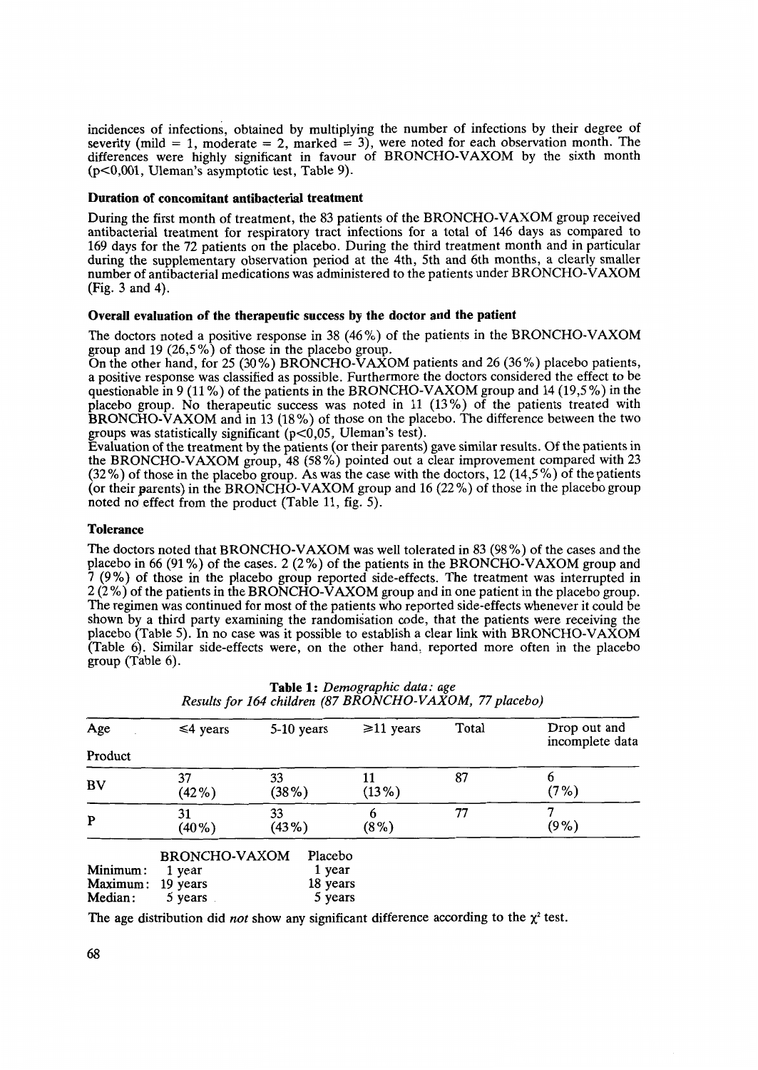incidences of infections, obtained by multiplying the number of infections by their degree of severity (mild = 1, moderate = 2, marked = 3), were noted for each observation month. The differences were highly significant in favour of BRONCHO-VAXOM by the sixth month ($p<0,001$, Uleman's asymptotic test, Table 9).

### Duration of concomitant antibacterial treatment

During the first month of treatment, the 83 patients of the BRONCHO-VAXOM group received antibacterial treatment for respiratory tract infections for a total of 146 days as compared to 169 days for the 72 patients on the placebo. During the third treatment month and in particular during the supplementary observation period at the 4th, 5th and 6th months, a clearly smaller number of antibacterial medications was administered to the patients under BRONCHO-VAXOM (Fig. 3 and 4).

### Overall evaluation of the therapeutic success by the doctor and the patient

The doctors noted a positive response in 38 (46%) of the patients in the BRONCHO-VAXOM group and 19 (26,5%) of those in the placebo group.

On the other hand, for 25 (30%) BRONCHO-VAXOM patients and 26 (36%) placebo patients, a positive response was classified as possible. Furthermore the doctors considered the effect to be questionable in 9 (11%) of the patients in the BRONCHO-VAXOM group and 14 (19,5%) in the placebo group. No therapeutic success was noted in 11 (13%) of the patients treated with BRONCHO-VAXOM and in 13 (18%) of those on the placebo. The difference between the two groups was statistically significant ($p<0,05$, Uleman's test).

Evaluation of the treatment by the patients (or their parents) gave similar results. Of the patients in the BRONCHO-VAXOM group, 48 (58%) pointed out a clear improvement compared with 23 (32%) of those in the placebo group. As was the case with the doctors, 12 (14,5%) of the patients (or their parents) in the BRONCHO-VAXOM group and 16 (22%) of those in the placebo group noted no effect from the product (Table 11, fig. 5).

### Tolerance

The doctors noted that BRONCHO-VAXOM was well tolerated in 83 (98%) of the cases and the placebo in 66 (91%) of the cases. 2 (2%) of the patients in the BRONCHO-VAXOM group and 7 (9%) of those in the placebo group reported side-effects. The treatment was interrupted in 2 (2%) of the patients in the BRONCHO-VAXOM group and in one patient in the placebo group. The regimen was continued for most of the patients who reported side-effects whenever it could be shown by a third party examining the randomisation code, that the patients were receiving the placebo (Table 5). In no case was it possible to establish a clear link with BRONCHO-VAXOM (Table 6). Similar side-effects were, on the other hand, reported more often in the placebo group (Table 6).

**Table 1:** *Demographic data: age*
*Results for 164 children (87 BRONCHO-VAXOM, 77 placebo)*

| Age / Product | ≤4 years | 5-10 years | ≥11 years | Total | Drop out and incomplete data |
|---|---|---|---|---|---|
| BV | 37 (42%) | 33 (38%) | 11 (13%) | 87 | 6 (7%) |
| P | 31 (40%) | 33 (43%) | 6 (8%) | 77 | 7 (9%) |

| | BRONCHO-VAXOM | Placebo |
|---|---|---|
| Minimum: | 1 year | 1 year |
| Maximum: | 19 years | 18 years |
| Median: | 5 years | 5 years |

The age distribution did *not* show any significant difference according to the $\chi^2$ test.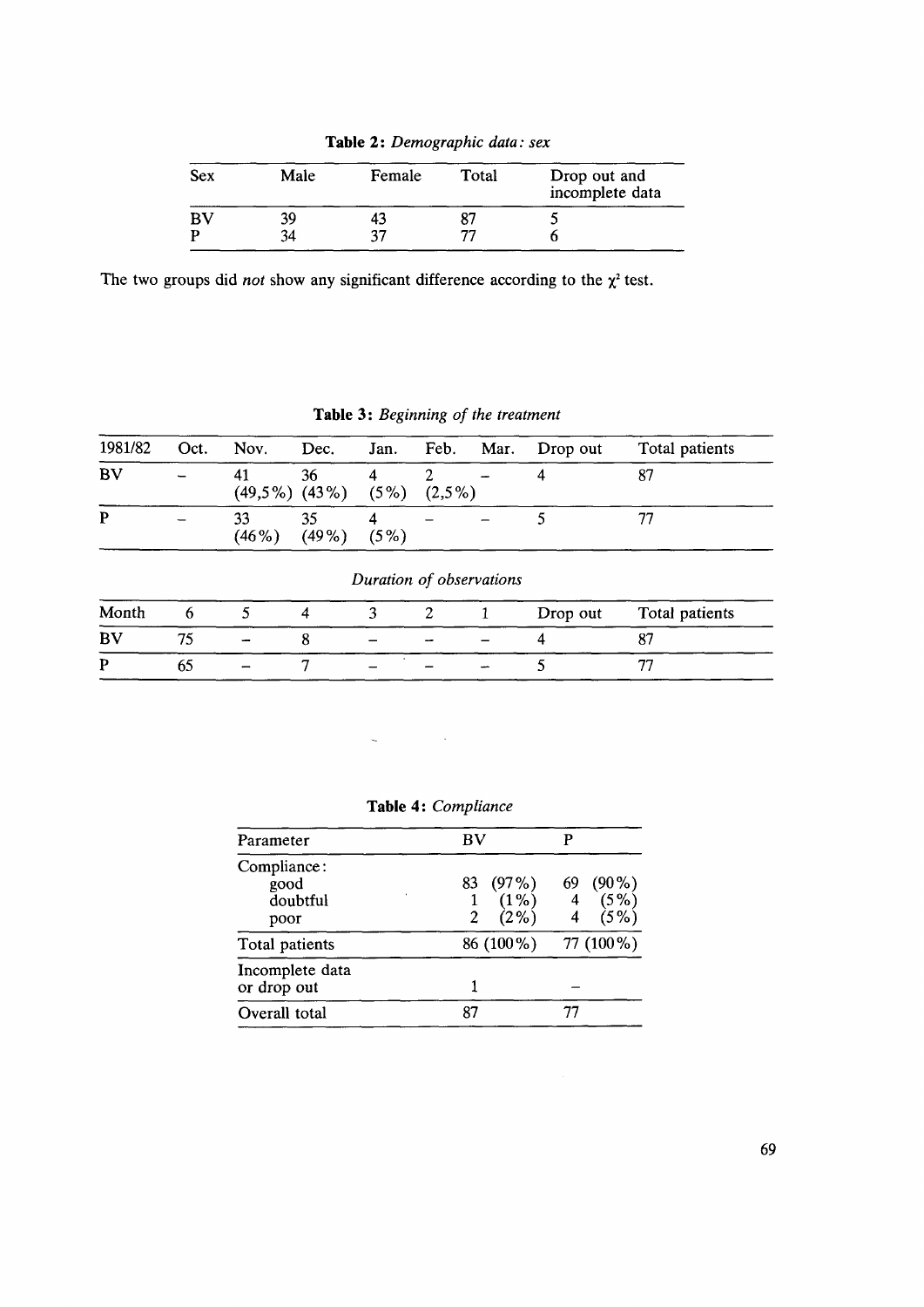**Table 2:** *Demographic data: sex*

| Sex | Male | Female | Total | Drop out and incomplete data |
|---|---|---|---|---|
| BV | 39 | 43 | 87 | 5 |
| P | 34 | 37 | 77 | 6 |

The two groups did *not* show any significant difference according to the $\chi^2$ test.

**Table 3:** *Beginning of the treatment*

| 1981/82 | Oct. | Nov. | Dec. | Jan. | Feb. | Mar. | Drop out | Total patients |
|---|---|---|---|---|---|---|---|---|
| BV | – | 41 (49,5%) | 36 (43%) | 4 (5%) | 2 (2,5%) | – | 4 | 87 |
| P | – | 33 (46%) | 35 (49%) | 4 (5%) | – | – | 5 | 77 |

*Duration of observations*

| Month | 6 | 5 | 4 | 3 | 2 | 1 | Drop out | Total patients |
|---|---|---|---|---|---|---|---|---|
| BV | 75 | – | 8 | – | – | – | 4 | 87 |
| P | 65 | – | 7 | – | – | – | 5 | 77 |

**Table 4:** *Compliance*

| Parameter | BV | P |
|---|---|---|
| Compliance: | | |
| good | 83 (97%) | 69 (90%) |
| doubtful | 1 (1%) | 4 (5%) |
| poor | 2 (2%) | 4 (5%) |
| Total patients | 86 (100%) | 77 (100%) |
| Incomplete data or drop out | 1 | – |
| Overall total | 87 | 77 |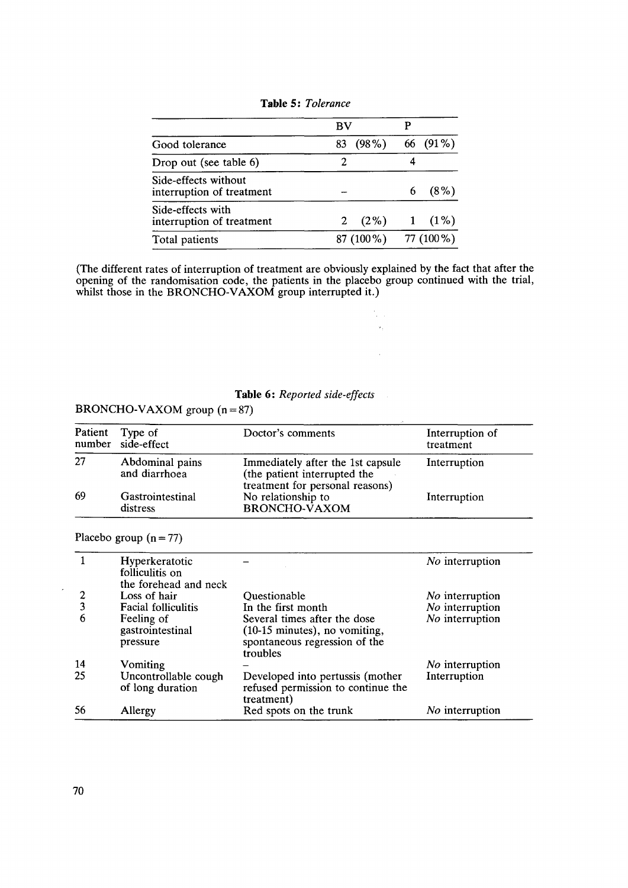**Table 5:** *Tolerance*

| | BV | P |
|---|---|---|
| Good tolerance | 83 (98%) | 66 (91%) |
| Drop out (see table 6) | 2 | 4 |
| Side-effects without interruption of treatment | – | 6 (8%) |
| Side-effects with interruption of treatment | 2 (2%) | 1 (1%) |
| Total patients | 87 (100%) | 77 (100%) |

(The different rates of interruption of treatment are obviously explained by the fact that after the opening of the randomisation code, the patients in the placebo group continued with the trial, whilst those in the BRONCHO-VAXOM group interrupted it.)

**Table 6:** *Reported side-effects*

BRONCHO-VAXOM group (n = 87)

| Patient number | Type of side-effect | Doctor's comments | Interruption of treatment |
|---|---|---|---|
| 27 | Abdominal pains and diarrhoea | Immediately after the 1st capsule (the patient interrupted the treatment for personal reasons) | Interruption |
| 69 | Gastrointestinal distress | No relationship to BRONCHO-VAXOM | Interruption |

Placebo group (n = 77)

| Patient number | Type of side-effect | Doctor's comments | Interruption of treatment |
|---|---|---|---|
| 1 | Hyperkeratotic folliculitis on the forehead and neck | – | *No* interruption |
| 2 | Loss of hair | Questionable | *No* interruption |
| 3 | Facial folliculitis | In the first month | *No* interruption |
| 6 | Feeling of gastrointestinal pressure | Several times after the dose (10-15 minutes), no vomiting, spontaneous regression of the troubles | *No* interruption |
| 14 | Vomiting | – | *No* interruption |
| 25 | Uncontrollable cough of long duration | Developed into pertussis (mother refused permission to continue the treatment) | Interruption |
| 56 | Allergy | Red spots on the trunk | *No* interruption |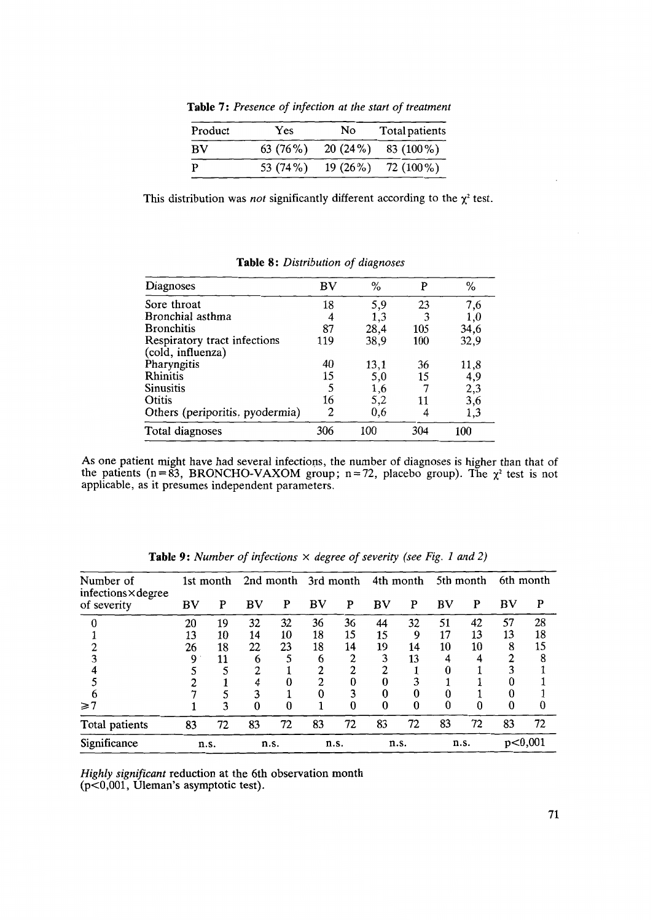**Table 7:** *Presence of infection at the start of treatment*

| Product | Yes | No | Total patients |
|---|---|---|---|
| BV | 63 (76%) | 20 (24%) | 83 (100%) |
| P | 53 (74%) | 19 (26%) | 72 (100%) |

This distribution was *not* significantly different according to the $\chi^2$ test.

**Table 8:** *Distribution of diagnoses*

| Diagnoses | BV | % | P | % |
|---|---|---|---|---|
| Sore throat | 18 | 5,9 | 23 | 7,6 |
| Bronchial asthma | 4 | 1,3 | 3 | 1,0 |
| Bronchitis | 87 | 28,4 | 105 | 34,6 |
| Respiratory tract infections (cold, influenza) | 119 | 38,9 | 100 | 32,9 |
| Pharyngitis | 40 | 13,1 | 36 | 11,8 |
| Rhinitis | 15 | 5,0 | 15 | 4,9 |
| Sinusitis | 5 | 1,6 | 7 | 2,3 |
| Otitis | 16 | 5,2 | 11 | 3,6 |
| Others (periporitis, pyodermia) | 2 | 0,6 | 4 | 1,3 |
| Total diagnoses | 306 | 100 | 304 | 100 |

As one patient might have had several infections, the number of diagnoses is higher than that of the patients (n = 83, BRONCHO-VAXOM group; n = 72, placebo group). The $\chi^2$ test is not applicable, as it presumes independent parameters.

**Table 9:** *Number of infections × degree of severity (see Fig. 1 and 2)*

| Number of infections × degree of severity | 1st month | | 2nd month | | 3rd month | | 4th month | | 5th month | | 6th month | |
|---|---|---|---|---|---|---|---|---|---|---|---|---|
| | BV | P | BV | P | BV | P | BV | P | BV | P | BV | P |
| 0 | 20 | 19 | 32 | 32 | 36 | 36 | 44 | 32 | 51 | 42 | 57 | 28 |
| 1 | 13 | 10 | 14 | 10 | 18 | 15 | 15 | 9 | 17 | 13 | 13 | 18 |
| 2 | 26 | 18 | 22 | 23 | 18 | 14 | 19 | 14 | 10 | 10 | 8 | 15 |
| 3 | 9 | 11 | 6 | 5 | 6 | 2 | 3 | 13 | 4 | 4 | 2 | 8 |
| 4 | 5 | 5 | 2 | 1 | 2 | 2 | 2 | 1 | 0 | 1 | 3 | 1 |
| 5 | 2 | 1 | 4 | 0 | 2 | 0 | 0 | 3 | 1 | 1 | 0 | 1 |
| 6 | 7 | 5 | 3 | 1 | 0 | 3 | 0 | 0 | 0 | 1 | 0 | 1 |
| ≥7 | 1 | 3 | 0 | 0 | 1 | 0 | 0 | 0 | 0 | 0 | 0 | 0 |
| Total patients | 83 | 72 | 83 | 72 | 83 | 72 | 83 | 72 | 83 | 72 | 83 | 72 |
| Significance | n.s. | | n.s. | | n.s. | | n.s. | | n.s. | | $p<0{,}001$ | |

*Highly significant* reduction at the 6th observation month ($p<0{,}001$, Uleman's asymptotic test).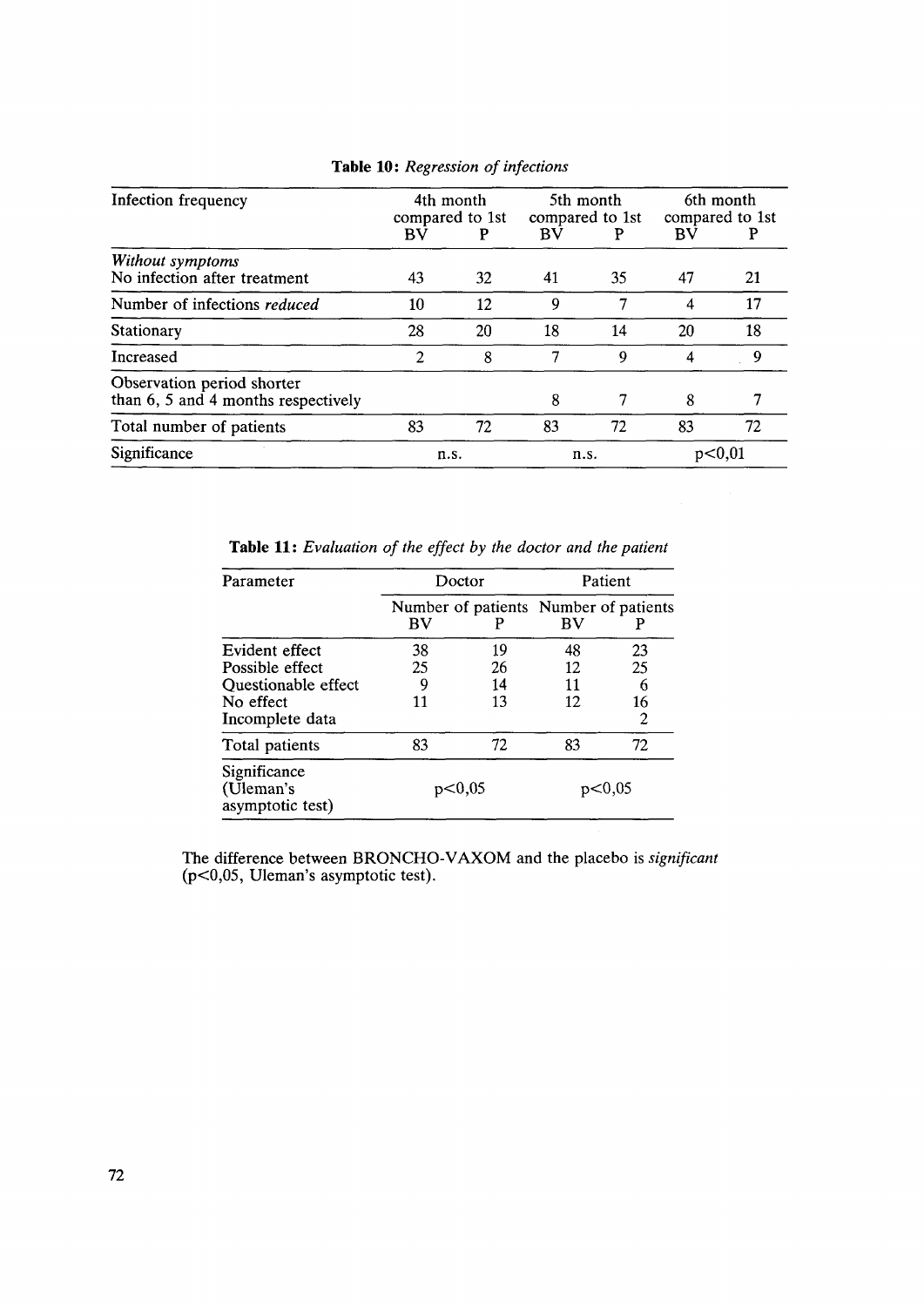**Table 10:** *Regression of infections*

| Infection frequency | 4th month compared to 1st | | 5th month compared to 1st | | 6th month compared to 1st | |
|---|---|---|---|---|---|---|
| | BV | P | BV | P | BV | P |
| *Without symptoms* No infection after treatment | 43 | 32 | 41 | 35 | 47 | 21 |
| Number of infections *reduced* | 10 | 12 | 9 | 7 | 4 | 17 |
| Stationary | 28 | 20 | 18 | 14 | 20 | 18 |
| Increased | 2 | 8 | 7 | 9 | 4 | 9 |
| Observation period shorter than 6, 5 and 4 months respectively | | | 8 | 7 | 8 | 7 |
| Total number of patients | 83 | 72 | 83 | 72 | 83 | 72 |
| Significance | n.s. | | n.s. | | $p<0{,}01$ | |

**Table 11:** *Evaluation of the effect by the doctor and the patient*

| Parameter | Doctor | | Patient | |
|---|---|---|---|---|
| | Number of patients | | Number of patients | |
| | BV | P | BV | P |
| Evident effect | 38 | 19 | 48 | 23 |
| Possible effect | 25 | 26 | 12 | 25 |
| Questionable effect | 9 | 14 | 11 | 6 |
| No effect | 11 | 13 | 12 | 16 |
| Incomplete data | | | | 2 |
| Total patients | 83 | 72 | 83 | 72 |
| Significance (Uleman's asymptotic test) | $p<0{,}05$ | | $p<0{,}05$ | |

The difference between BRONCHO-VAXOM and the placebo is *significant* ($p<0{,}05$, Uleman's asymptotic test).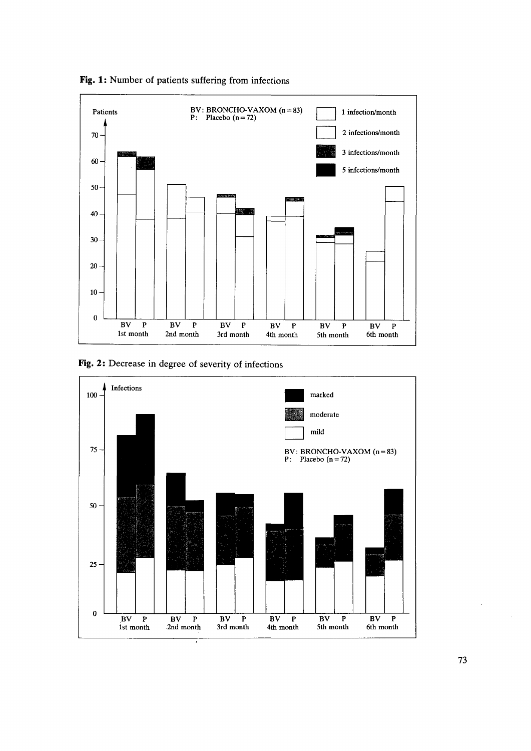**Fig. 1:** Number of patients suffering from infections

Patients

BV: BRONCHO-VAXOM (n = 83)
P: Placebo (n = 72)

1 infection/month
2 infections/month
3 infections/month
5 infections/month

BV P 1st month | BV P 2nd month | BV P 3rd month | BV P 4th month | BV P 5th month | BV P 6th month

**Fig. 2:** Decrease in degree of severity of infections

Infections

marked
moderate
mild

BV: BRONCHO-VAXOM (n = 83)
P: Placebo (n = 72)

BV P 1st month | BV P 2nd month | BV P 3rd month | BV P 4th month | BV P 5th month | BV P 6th month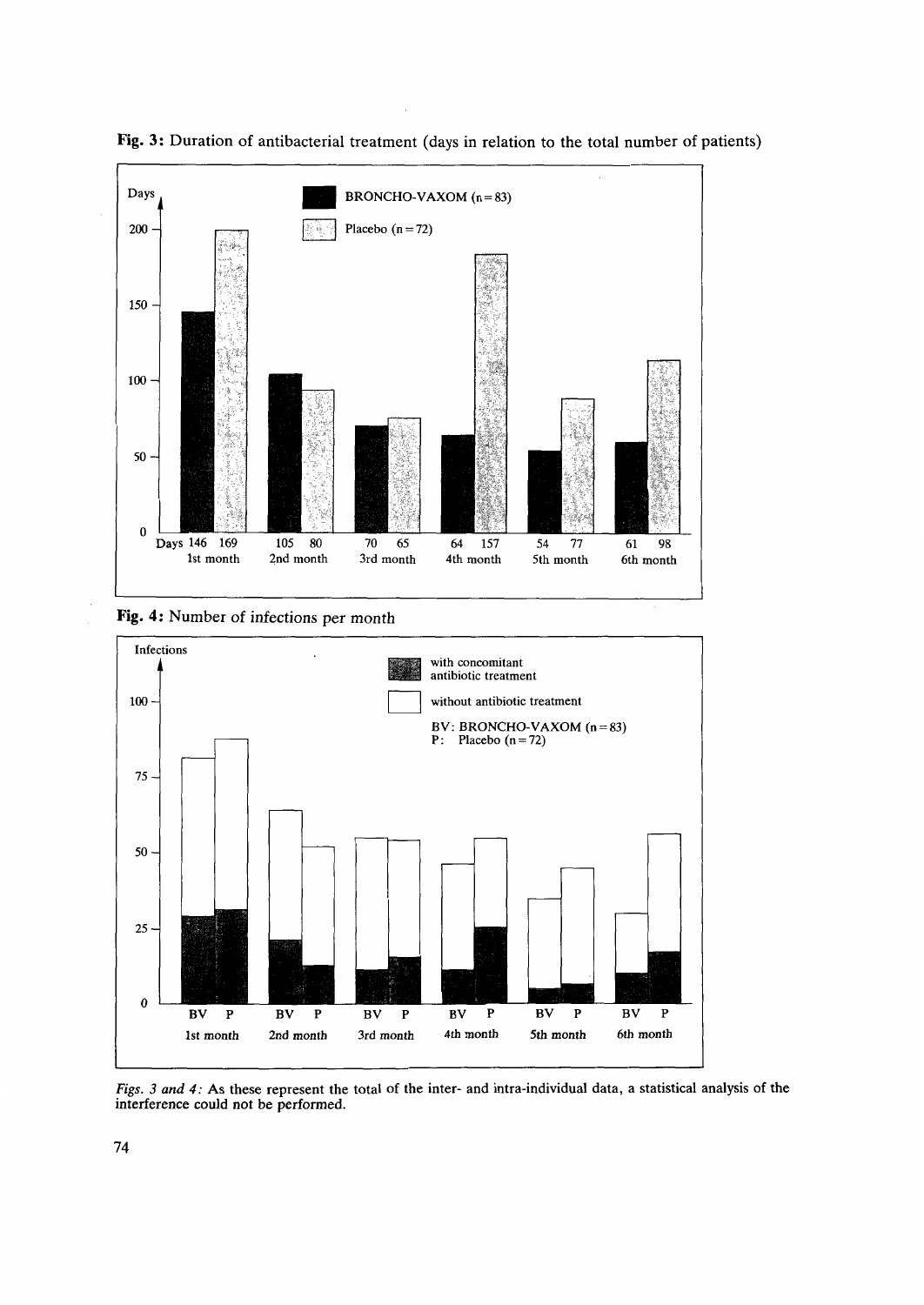**Fig. 3:** Duration of antibacterial treatment (days in relation to the total number of patients)

| Days | 1st month | 2nd month | 3rd month | 4th month | 5th month | 6th month |
|---|---|---|---|---|---|---|
| BRONCHO-VAXOM (n = 83) | 146 | 105 | 70 | 64 | 54 | 61 |
| Placebo (n = 72) | 169 | 80 | 65 | 157 | 77 | 98 |

**Fig. 4:** Number of infections per month

Infections — with concomitant antibiotic treatment; without antibiotic treatment

BV: BRONCHO-VAXOM (n = 83)
P: Placebo (n = 72)

BV P — 1st month; BV P — 2nd month; BV P — 3rd month; BV P — 4th month; BV P — 5th month; BV P — 6th month

*Figs. 3 and 4:* As these represent the total of the inter- and intra-individual data, a statistical analysis of the interference could not be performed.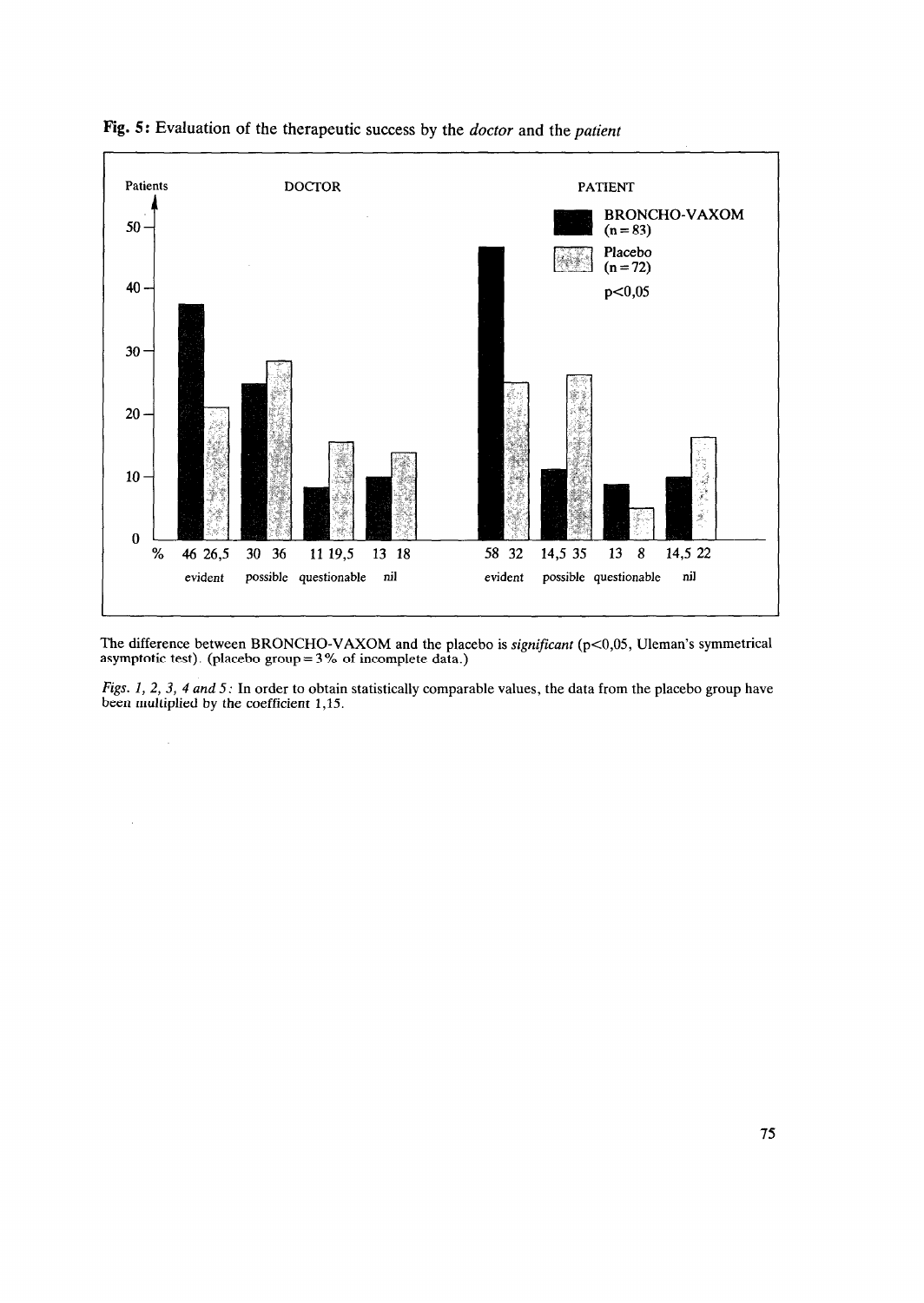**Fig. 5:** Evaluation of the therapeutic success by the *doctor* and the *patient*

Patients

DOCTOR

PATIENT

BRONCHO-VAXOM (n = 83)

Placebo (n = 72)

p<0,05

50

40

30

20

10

0

% 46 26,5 30 36 11 19,5 13 18

evident possible questionable nil

58 32 14,5 35 13 8 14,5 22

evident possible questionable nil

The difference between BRONCHO-VAXOM and the placebo is *significant* ($p<0{,}05$, Uleman's symmetrical asymptotic test). (placebo group = 3% of incomplete data.)

*Figs. 1, 2, 3, 4 and 5:* In order to obtain statistically comparable values, the data from the placebo group have been multiplied by the coefficient 1,15.